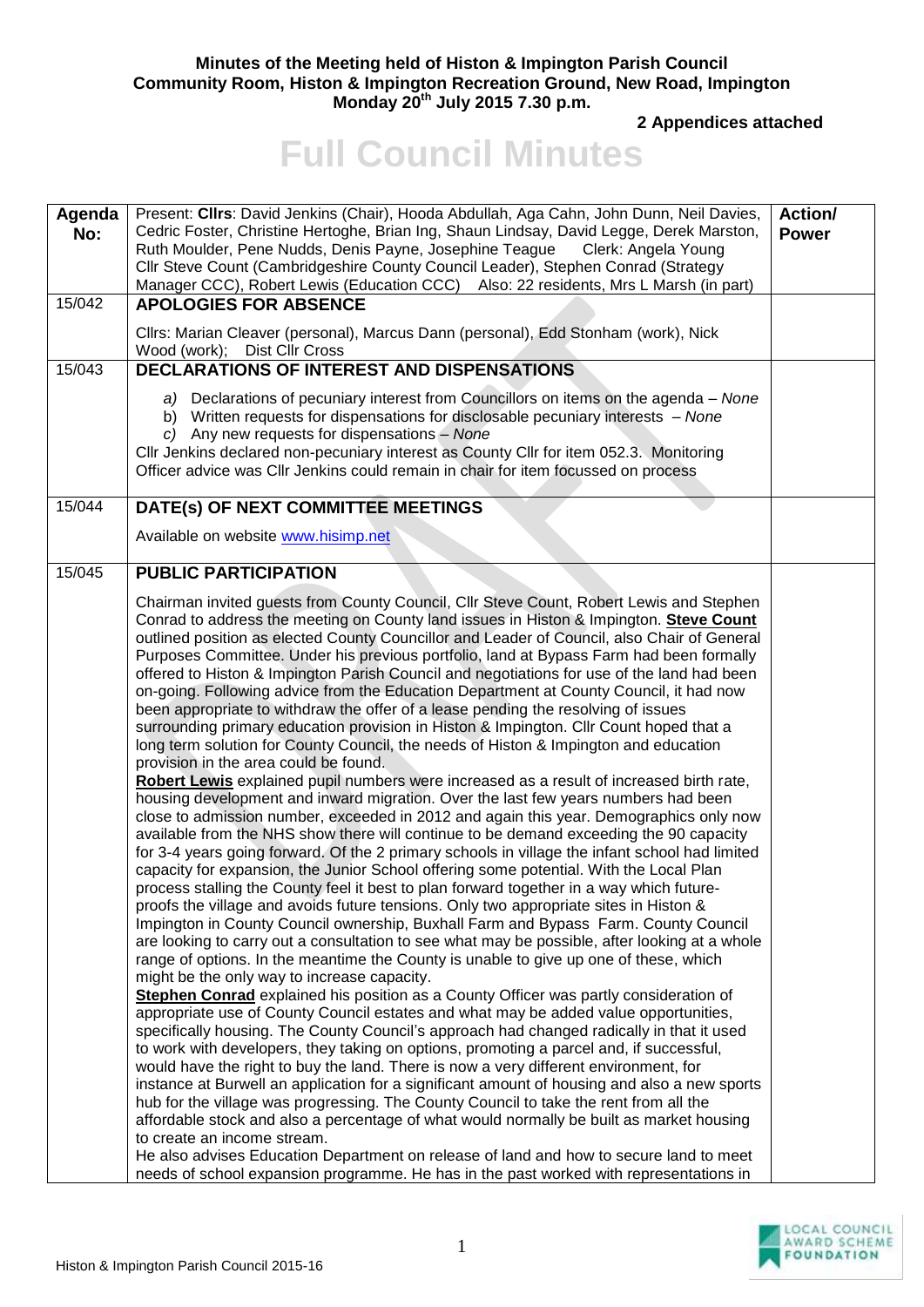**Minutes of the Meeting held of Histon & Impington Parish Council**
**Community Room, Histon & Impington Recreation Ground, New Road, Impington**
**Monday 20th July 2015 7.30 p.m.**

**2 Appendices attached**

# Full Council Minutes

| Agenda No: | Present: **Cllrs**: David Jenkins (Chair), Hooda Abdullah, Aga Cahn, John Dunn, Neil Davies, Cedric Foster, Christine Hertoghe, Brian Ing, Shaun Lindsay, David Legge, Derek Marston, Ruth Moulder, Pene Nudds, Denis Payne, Josephine Teague Clerk: Angela Young<br>Cllr Steve Count (Cambridgeshire County Council Leader), Stephen Conrad (Strategy Manager CCC), Robert Lewis (Education CCC) Also: 22 residents, Mrs L Marsh (in part) | Action/ Power |
|---|---|---|
| 15/042 | **APOLOGIES FOR ABSENCE**<br><br>Cllrs: Marian Cleaver (personal), Marcus Dann (personal), Edd Stonham (work), Nick Wood (work); Dist Cllr Cross | |
| 15/043 | **DECLARATIONS OF INTEREST AND DISPENSATIONS**<br><br>*a)* Declarations of pecuniary interest from Councillors on items on the agenda – *None*<br>b) Written requests for dispensations for disclosable pecuniary interests – *None*<br>*c)* Any new requests for dispensations – *None*<br>Cllr Jenkins declared non-pecuniary interest as County Cllr for item 052.3. Monitoring Officer advice was Cllr Jenkins could remain in chair for item focussed on process | |
| 15/044 | **DATE(s) OF NEXT COMMITTEE MEETINGS**<br><br>Available on website www.hisimp.net | |
| 15/045 | **PUBLIC PARTICIPATION**<br><br>Chairman invited guests from County Council, Cllr Steve Count, Robert Lewis and Stephen Conrad to address the meeting on County land issues in Histon & Impington. **Steve Count** outlined position as elected County Councillor and Leader of Council, also Chair of General Purposes Committee. Under his previous portfolio, land at Bypass Farm had been formally offered to Histon & Impington Parish Council and negotiations for use of the land had been on-going. Following advice from the Education Department at County Council, it had now been appropriate to withdraw the offer of a lease pending the resolving of issues surrounding primary education provision in Histon & Impington. Cllr Count hoped that a long term solution for County Council, the needs of Histon & Impington and education provision in the area could be found.<br>**Robert Lewis** explained pupil numbers were increased as a result of increased birth rate, housing development and inward migration. Over the last few years numbers had been close to admission number, exceeded in 2012 and again this year. Demographics only now available from the NHS show there will continue to be demand exceeding the 90 capacity for 3-4 years going forward. Of the 2 primary schools in village the infant school has limited capacity for expansion, the Junior School offering some potential. With the Local Plan process stalling the County feel it best to plan forward together in a way which future-proofs the village and avoids future tensions. Only two appropriate sites in Histon & Impington in County Council ownership, Buxhall Farm and Bypass Farm. County Council are looking to carry out a consultation to see what may be possible, after looking at a whole range of options. In the meantime the County is unable to give up one of these, which might be the only way to increase capacity.<br>**Stephen Conrad** explained his position as a County Officer was partly consideration of appropriate use of County Council estates and what may be added value opportunities, specifically housing. The County Council's approach had changed radically in that it used to work with developers, they taking on options, promoting a parcel and, if successful, would have the right to buy the land. There is now a very different environment, for instance at Burwell an application for a significant amount of housing and also a new sports hub for the village was progressing. The County Council to take the rent from all the affordable stock and also a percentage of what would normally be built as market housing to create an income stream.<br>He also advises Education Department on release of land and how to secure land to meet needs of school expansion programme. He has in the past worked with representations in | |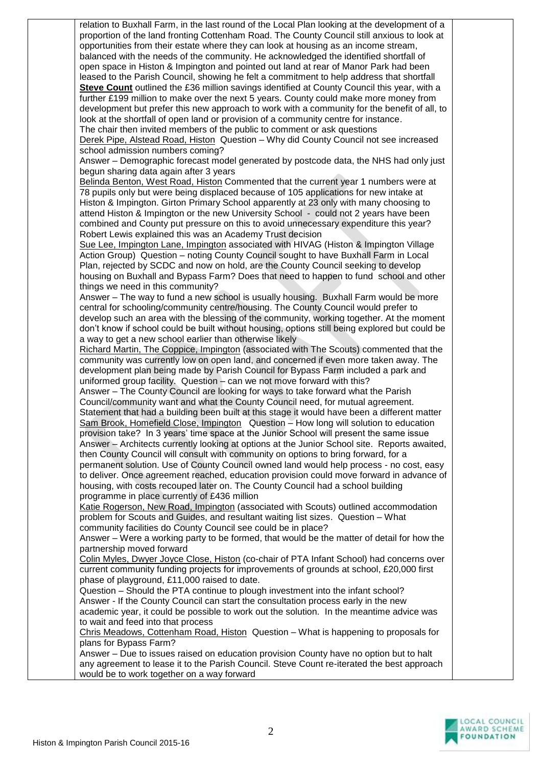relation to Buxhall Farm, in the last round of the Local Plan looking at the development of a proportion of the land fronting Cottenham Road. The County Council still anxious to look at opportunities from their estate where they can look at housing as an income stream, balanced with the needs of the community. He acknowledged the identified shortfall of open space in Histon & Impington and pointed out land at rear of Manor Park had been leased to the Parish Council, showing he felt a commitment to help address that shortfall

**Steve Count** outlined the £36 million savings identified at County Council this year, with a further £199 million to make over the next 5 years. County could make more money from development but prefer this new approach to work with a community for the benefit of all, to look at the shortfall of open land or provision of a community centre for instance.

The chair then invited members of the public to comment or ask questions

Derek Pipe, Alstead Road, Histon Question – Why did County Council not see increased school admission numbers coming?

Answer – Demographic forecast model generated by postcode data, the NHS had only just begun sharing data again after 3 years

Belinda Benton, West Road, Histon Commented that the current year 1 numbers were at 78 pupils only but were being displaced because of 105 applications for new intake at Histon & Impington. Girton Primary School apparently at 23 only with many choosing to attend Histon & Impington or the new University School - could not 2 years have been combined and County put pressure on this to avoid unnecessary expenditure this year? Robert Lewis explained this was an Academy Trust decision

Sue Lee, Impington Lane, Impington associated with HIVAG (Histon & Impington Village Action Group) Question – noting County Council sought to have Buxhall Farm in Local Plan, rejected by SCDC and now on hold, are the County Council seeking to develop housing on Buxhall and Bypass Farm? Does that need to happen to fund school and other things we need in this community?

Answer – The way to fund a new school is usually housing. Buxhall Farm would be more central for schooling/community centre/housing. The County Council would prefer to develop such an area with the blessing of the community, working together. At the moment don't know if school could be built without housing, options still being explored but could be a way to get a new school earlier than otherwise likely

Richard Martin, The Coppice, Impington (associated with The Scouts) commented that the community was currently low on open land, and concerned if even more taken away. The development plan being made by Parish Council for Bypass Farm included a park and uniformed group facility. Question – can we not move forward with this?

Answer – The County Council are looking for ways to take forward what the Parish Council/community want and what the County Council need, for mutual agreement. Statement that had a building been built at this stage it would have been a different matter

Sam Brook, Homefield Close, Impington Question – How long will solution to education provision take? In 3 years' time space at the Junior School will present the same issue

Answer – Architects currently looking at options at the Junior School site. Reports awaited, then County Council will consult with community on options to bring forward, for a permanent solution. Use of County Council owned land would help process - no cost, easy to deliver. Once agreement reached, education provision could move forward in advance of housing, with costs recouped later on. The County Council had a school building programme in place currently of £436 million

Katie Rogerson, New Road, Impington (associated with Scouts) outlined accommodation problem for Scouts and Guides, and resultant waiting list sizes. Question – What community facilities do County Council see could be in place?

Answer – Were a working party to be formed, that would be the matter of detail for how the partnership moved forward

Colin Myles, Dwyer Joyce Close, Histon (co-chair of PTA Infant School) had concerns over current community funding projects for improvements of grounds at school, £20,000 first phase of playground, £11,000 raised to date.

Question – Should the PTA continue to plough investment into the infant school?

Answer - If the County Council can start the consultation process early in the new academic year, it could be possible to work out the solution. In the meantime advice was to wait and feed into that process

Chris Meadows, Cottenham Road, Histon Question – What is happening to proposals for plans for Bypass Farm?

Answer – Due to issues raised on education provision County have no option but to halt any agreement to lease it to the Parish Council. Steve Count re-iterated the best approach would be to work together on a way forward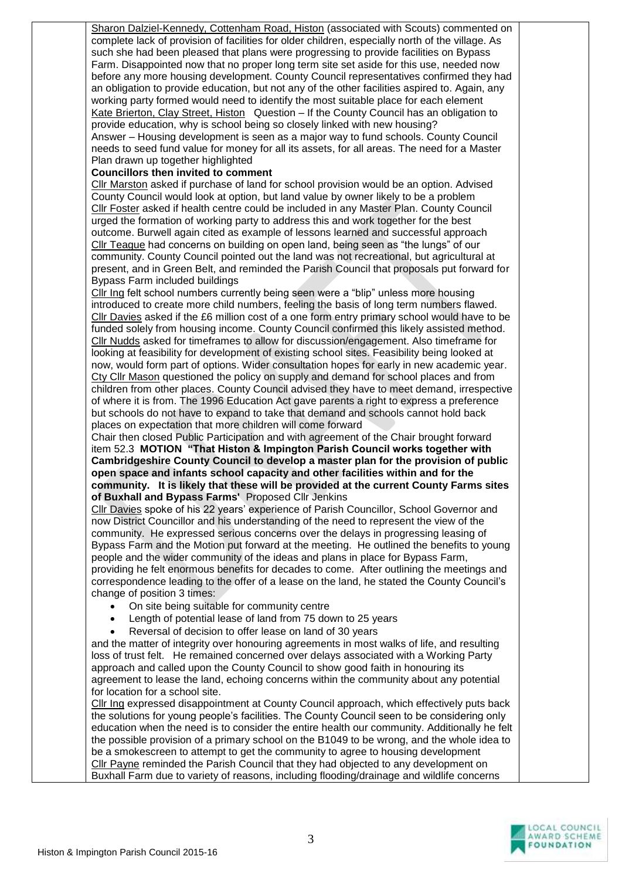Sharon Dalziel-Kennedy, Cottenham Road, Histon (associated with Scouts) commented on complete lack of provision of facilities for older children, especially north of the village. As such she had been pleased that plans were progressing to provide facilities on Bypass Farm. Disappointed now that no proper long term site set aside for this use, needed now before any more housing development. County Council representatives confirmed they had an obligation to provide education, but not any of the other facilities aspired to. Again, any working party formed would need to identify the most suitable place for each element

Kate Brierton, Clay Street, Histon Question – If the County Council has an obligation to provide education, why is school being so closely linked with new housing?
Answer – Housing development is seen as a major way to fund schools. County Council needs to seed fund value for money for all its assets, for all areas. The need for a Master Plan drawn up together highlighted

**Councillors then invited to comment**

Cllr Marston asked if purchase of land for school provision would be an option. Advised County Council would look at option, but land value by owner likely to be a problem

Cllr Foster asked if health centre could be included in any Master Plan. County Council urged the formation of working party to address this and work together for the best outcome. Burwell again cited as example of lessons learned and successful approach

Cllr Teague had concerns on building on open land, being seen as "the lungs" of our community. County Council pointed out the land was not recreational, but agricultural at present, and in Green Belt, and reminded the Parish Council that proposals put forward for Bypass Farm included buildings

Cllr Ing felt school numbers currently being seen were a "blip" unless more housing introduced to create more child numbers, feeling the basis of long term numbers flawed.

Cllr Davies asked if the £6 million cost of a one form entry primary school would have to be funded solely from housing income. County Council confirmed this likely assisted method.

Cllr Nudds asked for timeframes to allow for discussion/engagement. Also timeframe for looking at feasibility for development of existing school sites. Feasibility being looked at now, would form part of options. Wider consultation hopes for early in new academic year.

Cty Cllr Mason questioned the policy on supply and demand for school places and from children from other places. County Council advised they have to meet demand, irrespective of where it is from. The 1996 Education Act gave parents a right to express a preference but schools do not have to expand to take that demand and schools cannot hold back places on expectation that more children will come forward

Chair then closed Public Participation and with agreement of the Chair brought forward item 52.3 **MOTION "That Histon & Impington Parish Council works together with Cambridgeshire County Council to develop a master plan for the provision of public open space and infants school capacity and other facilities within and for the community. It is likely that these will be provided at the current County Farms sites of Buxhall and Bypass Farms'** Proposed Cllr Jenkins

Cllr Davies spoke of his 22 years' experience of Parish Councillor, School Governor and now District Councillor and his understanding of the need to represent the view of the community. He expressed serious concerns over the delays in progressing leasing of Bypass Farm and the Motion put forward at the meeting. He outlined the benefits to young people and the wider community of the ideas and plans in place for Bypass Farm, providing he felt enormous benefits for decades to come. After outlining the meetings and correspondence leading to the offer of a lease on the land, he stated the County Council's change of position 3 times:

- On site being suitable for community centre
- Length of potential lease of land from 75 down to 25 years
- Reversal of decision to offer lease on land of 30 years

and the matter of integrity over honouring agreements in most walks of life, and resulting loss of trust felt. He remained concerned over delays associated with a Working Party approach and called upon the County Council to show good faith in honouring its agreement to lease the land, echoing concerns within the community about any potential for location for a school site.

Cllr Ing expressed disappointment at County Council approach, which effectively puts back the solutions for young people's facilities. The County Council seen to be considering only education when the need is to consider the entire health our community. Additionally he felt the possible provision of a primary school on the B1049 to be wrong, and the whole idea to be a smokescreen to attempt to get the community to agree to housing development

Cllr Payne reminded the Parish Council that they had objected to any development on Buxhall Farm due to variety of reasons, including flooding/drainage and wildlife concerns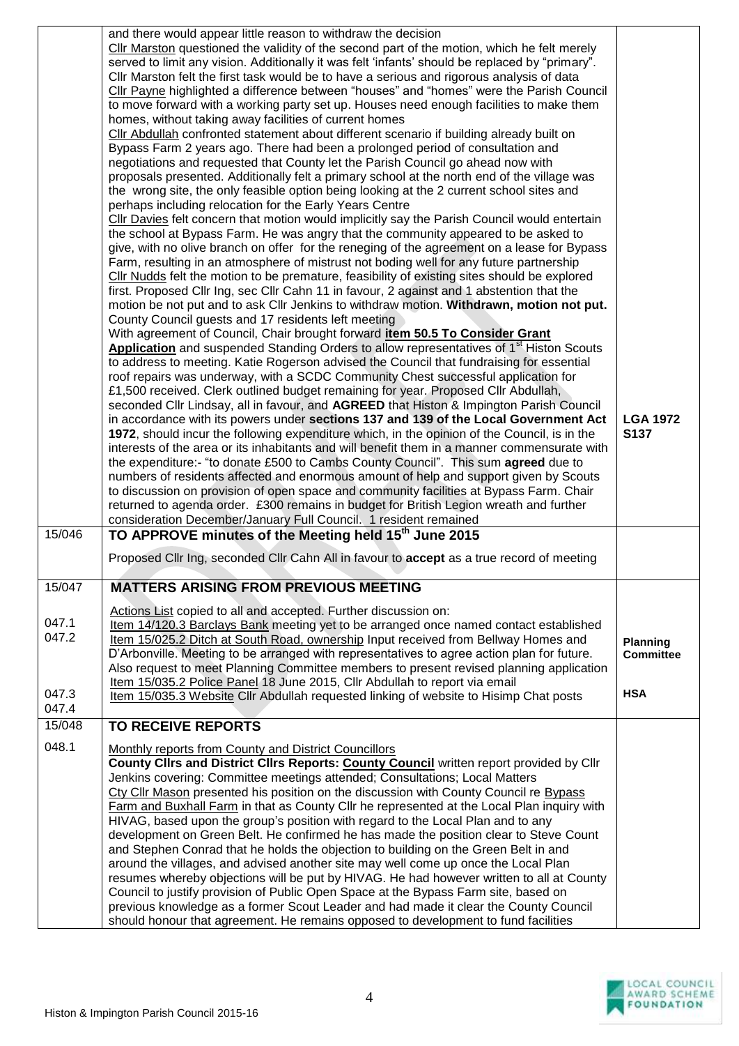| | | |
|---|---|---|
| | and there would appear little reason to withdraw the decision<br>Cllr Marston questioned the validity of the second part of the motion, which he felt merely served to limit any vision. Additionally it was felt 'infants' should be replaced by "primary". Cllr Marston felt the first task would be to have a serious and rigorous analysis of data<br>Cllr Payne highlighted a difference between "houses" and "homes" were the Parish Council to move forward with a working party set up. Houses need enough facilities to make them homes, without taking away facilities of current homes<br>Cllr Abdullah confronted statement about different scenario if building already built on Bypass Farm 2 years ago. There had been a prolonged period of consultation and negotiations and requested that County let the Parish Council go ahead now with proposals presented. Additionally felt a primary school at the north end of the village was the wrong site, the only feasible option being looking at the 2 current school sites and perhaps including relocation for the Early Years Centre<br>Cllr Davies felt concern that motion would implicitly say the Parish Council would entertain the school at Bypass Farm. He was angry that the community appeared to be asked to give, with no olive branch on offer for the reneging of the agreement on a lease for Bypass Farm, resulting in an atmosphere of mistrust not boding well for any future partnership<br>Cllr Nudds felt the motion to be premature, feasibility of existing sites should be explored first. Proposed Cllr Ing, sec Cllr Cahn 11 in favour, 2 against and 1 abstention that the motion be not put and to ask Cllr Jenkins to withdraw motion. **Withdrawn, motion not put.**<br>County Council guests and 17 residents left meeting<br>With agreement of Council, Chair brought forward **item 50.5 To Consider Grant Application** and suspended Standing Orders to allow representatives of 1st Histon Scouts to address to meeting. Katie Rogerson advised the Council that fundraising for essential roof repairs was underway, with a SCDC Community Chest successful application for £1,500 received. Clerk outlined budget remaining for year. Proposed Cllr Abdullah, seconded Cllr Lindsay, all in favour, and **AGREED** that Histon & Impington Parish Council in accordance with its powers under **sections 137 and 139 of the Local Government Act 1972**, should incur the following expenditure which, in the opinion of the Council, is in the interests of the area or its inhabitants and will benefit them in a manner commensurate with the expenditure:- "to donate £500 to Cambs County Council". This sum **agreed** due to numbers of residents affected and enormous amount of help and support given by Scouts to discussion on provision of open space and community facilities at Bypass Farm. Chair returned to agenda order. £300 remains in budget for British Legion wreath and further consideration December/January Full Council. 1 resident remained | **LGA 1972 S137** |
| 15/046 | **TO APPROVE minutes of the Meeting held 15th June 2015**<br><br>Proposed Cllr Ing, seconded Cllr Cahn All in favour to **accept** as a true record of meeting | |
| 15/047 | **MATTERS ARISING FROM PREVIOUS MEETING** | |
| 047.1<br>047.2<br><br><br>047.3<br>047.4 | Actions List copied to all and accepted. Further discussion on:<br>Item 14/120.3 Barclays Bank meeting yet to be arranged once named contact established<br>Item 15/025.2 Ditch at South Road, ownership Input received from Bellway Homes and D'Arbonville. Meeting to be arranged with representatives to agree action plan for future. Also request to meet Planning Committee members to present revised planning application<br>Item 15/035.2 Police Panel 18 June 2015, Cllr Abdullah to report via email<br>Item 15/035.3 Website Cllr Abdullah requested linking of website to Hisimp Chat posts | **Planning Committee**<br><br>**HSA** |
| 15/048 | **TO RECEIVE REPORTS** | |
| 048.1 | Monthly reports from County and District Councillors<br>**County Cllrs and District Cllrs Reports: County Council** written report provided by Cllr Jenkins covering: Committee meetings attended; Consultations; Local Matters<br>Cty Cllr Mason presented his position on the discussion with County Council re Bypass Farm and Buxhall Farm in that as County Cllr he represented at the Local Plan inquiry with HIVAG, based upon the group's position with regard to the Local Plan and to any development on Green Belt. He confirmed he has made the position clear to Steve Count and Stephen Conrad that he holds the objection to building on the Green Belt in and around the villages, and advised another site may well come up once the Local Plan resumes whereby objections will be put by HIVAG. He had however written to all at County Council to justify provision of Public Open Space at the Bypass Farm site, based on previous knowledge as a former Scout Leader and had made it clear the County Council should honour that agreement. He remains opposed to development to fund facilities | |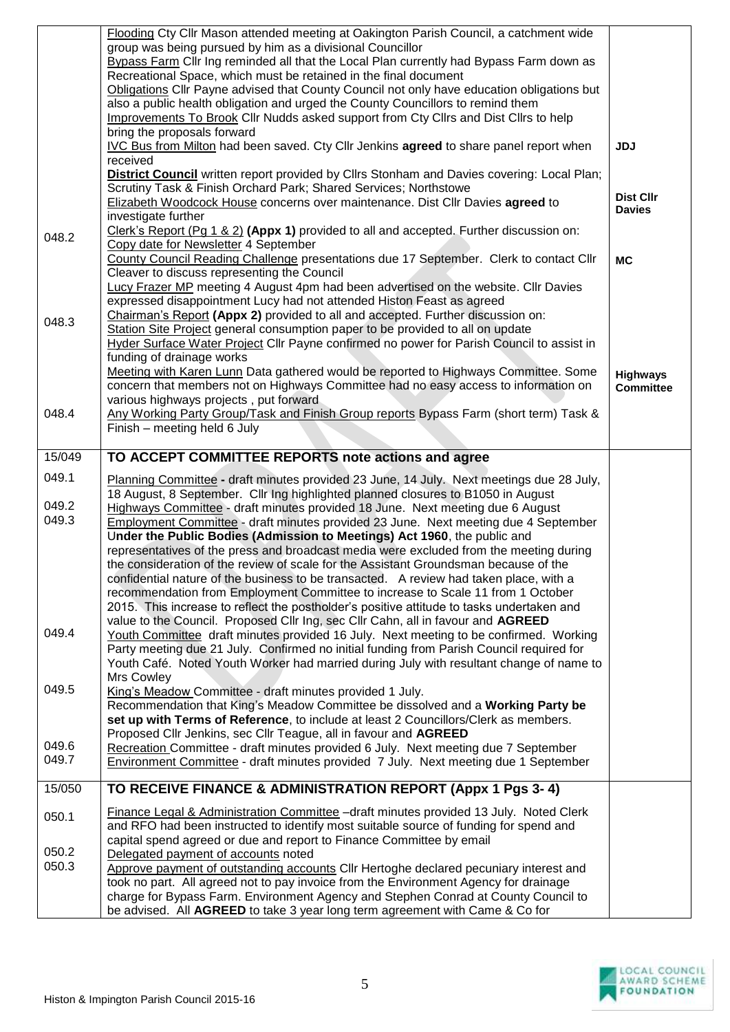| | | |
|---|---|---|
| 048.2 | Flooding Cty Cllr Mason attended meeting at Oakington Parish Council, a catchment wide group was being pursued by him as a divisional Councillor<br>Bypass Farm Cllr Ing reminded all that the Local Plan currently had Bypass Farm down as Recreational Space, which must be retained in the final document<br>Obligations Cllr Payne advised that County Council not only have education obligations but also a public health obligation and urged the County Councillors to remind them<br>Improvements To Brook Cllr Nudds asked support from Cty Cllrs and Dist Cllrs to help bring the proposals forward<br>IVC Bus from Milton had been saved. Cty Cllr Jenkins **agreed** to share panel report when received<br>**District Council** written report provided by Cllrs Stonham and Davies covering: Local Plan; Scrutiny Task & Finish Orchard Park; Shared Services; Northstowe<br>Elizabeth Woodcock House concerns over maintenance. Dist Cllr Davies **agreed** to investigate further<br>Clerk's Report (Pg 1 & 2) **(Appx 1)** provided to all and accepted. Further discussion on:<br>Copy date for Newsletter 4 September<br>County Council Reading Challenge presentations due 17 September. Clerk to contact Cllr Cleaver to discuss representing the Council<br>Lucy Frazer MP meeting 4 August 4pm had been advertised on the website. Cllr Davies expressed disappointment Lucy had not attended Histon Feast as agreed | **JDJ**<br><br>**Dist Cllr Davies**<br><br>**MC** |
| 048.3 | Chairman's Report **(Appx 2)** provided to all and accepted. Further discussion on:<br>Station Site Project general consumption paper to be provided to all on update<br>Hyder Surface Water Project Cllr Payne confirmed no power for Parish Council to assist in funding of drainage works<br>Meeting with Karen Lunn Data gathered would be reported to Highways Committee. Some concern that members not on Highways Committee had no easy access to information on various highways projects , put forward | **Highways Committee** |
| 048.4 | Any Working Party Group/Task and Finish Group reports Bypass Farm (short term) Task & Finish – meeting held 6 July | |
| 15/049 | **TO ACCEPT COMMITTEE REPORTS note actions and agree** | |
| 049.1 | Planning Committee **-** draft minutes provided 23 June, 14 July. Next meetings due 28 July, 18 August, 8 September. Cllr Ing highlighted planned closures to B1050 in August | |
| 049.2 | Highways Committee - draft minutes provided 18 June. Next meeting due 6 August | |
| 049.3 | Employment Committee - draft minutes provided 23 June. Next meeting due 4 September<br>U**nder the Public Bodies (Admission to Meetings) Act 1960**, the public and representatives of the press and broadcast media were excluded from the meeting during the consideration of the review of scale for the Assistant Groundsman because of the confidential nature of the business to be transacted. A review had taken place, with a recommendation from Employment Committee to increase to Scale 11 from 1 October 2015. This increase to reflect the postholder's positive attitude to tasks undertaken and value to the Council. Proposed Cllr Ing, sec Cllr Cahn, all in favour and **AGREED** | |
| 049.4 | Youth Committee draft minutes provided 16 July. Next meeting to be confirmed. Working Party meeting due 21 July. Confirmed no initial funding from Parish Council required for Youth Café. Noted Youth Worker had married during July with resultant change of name to Mrs Cowley | |
| 049.5 | King's Meadow Committee - draft minutes provided 1 July.<br>Recommendation that King's Meadow Committee be dissolved and a **Working Party be set up with Terms of Reference**, to include at least 2 Councillors/Clerk as members. Proposed Cllr Jenkins, sec Cllr Teague, all in favour and **AGREED** | |
| 049.6 | Recreation Committee - draft minutes provided 6 July. Next meeting due 7 September | |
| 049.7 | Environment Committee - draft minutes provided 7 July. Next meeting due 1 September | |
| 15/050 | **TO RECEIVE FINANCE & ADMINISTRATION REPORT (Appx 1 Pgs 3- 4)** | |
| 050.1 | Finance Legal & Administration Committee –draft minutes provided 13 July. Noted Clerk and RFO had been instructed to identify most suitable source of funding for spend and capital spend agreed or due and report to Finance Committee by email | |
| 050.2 | Delegated payment of accounts noted | |
| 050.3 | Approve payment of outstanding accounts Cllr Hertoghe declared pecuniary interest and took no part. All agreed not to pay invoice from the Environment Agency for drainage charge for Bypass Farm. Environment Agency and Stephen Conrad at County Council to be advised. All **AGREED** to take 3 year long term agreement with Came & Co for | |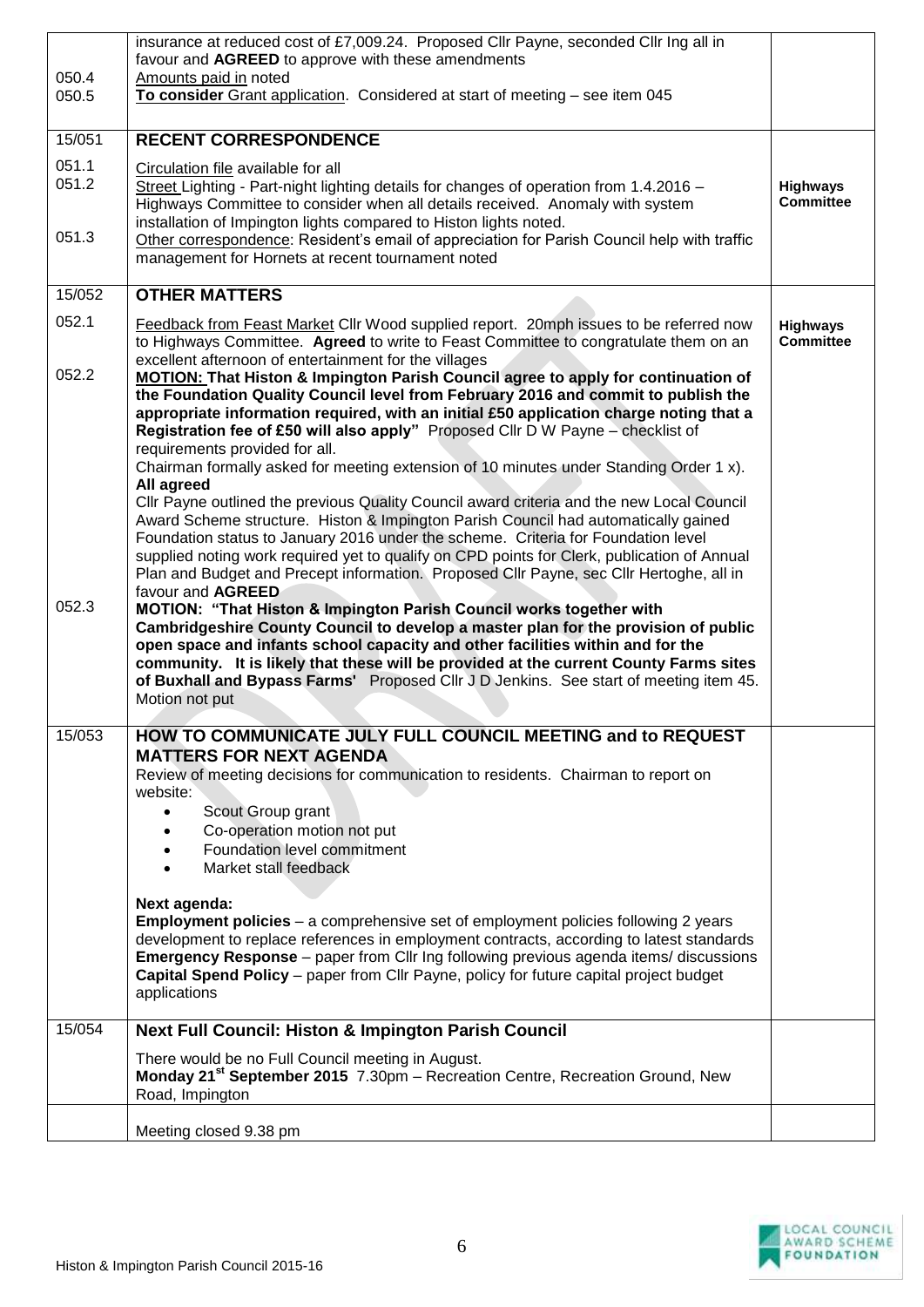| | | |
|---|---|---|
| 050.4<br>050.5 | insurance at reduced cost of £7,009.24. Proposed Cllr Payne, seconded Cllr Ing all in favour and **AGREED** to approve with these amendments<br>Amounts paid in noted<br>**To consider** Grant application. Considered at start of meeting – see item 045 | |
| 15/051 | **RECENT CORRESPONDENCE** | |
| 051.1<br>051.2<br><br>051.3 | Circulation file available for all<br>Street Lighting - Part-night lighting details for changes of operation from 1.4.2016 – Highways Committee to consider when all details received. Anomaly with system installation of Impington lights compared to Histon lights noted.<br>Other correspondence: Resident's email of appreciation for Parish Council help with traffic management for Hornets at recent tournament noted | **Highways Committee** |
| 15/052 | **OTHER MATTERS** | |
| 052.1<br><br>052.2<br><br><br><br><br><br><br><br><br><br>052.3 | Feedback from Feast Market Cllr Wood supplied report. 20mph issues to be referred now to Highways Committee. **Agreed** to write to Feast Committee to congratulate them on an excellent afternoon of entertainment for the villages<br>**MOTION: That Histon & Impington Parish Council agree to apply for continuation of the Foundation Quality Council level from February 2016 and commit to publish the appropriate information required, with an initial £50 application charge noting that a Registration fee of £50 will also apply"** Proposed Cllr D W Payne – checklist of requirements provided for all.<br>Chairman formally asked for meeting extension of 10 minutes under Standing Order 1 x).<br>**All agreed**<br>Cllr Payne outlined the previous Quality Council award criteria and the new Local Council Award Scheme structure. Histon & Impington Parish Council had automatically gained Foundation status to January 2016 under the scheme. Criteria for Foundation level supplied noting work required yet to qualify on CPD points for Clerk, publication of Annual Plan and Budget and Precept information. Proposed Cllr Payne, sec Cllr Hertoghe, all in favour and **AGREED**<br>**MOTION: "That Histon & Impington Parish Council works together with Cambridgeshire County Council to develop a master plan for the provision of public open space and infants school capacity and other facilities within and for the community. It is likely that these will be provided at the current County Farms sites of Buxhall and Bypass Farms'** Proposed Cllr J D Jenkins. See start of meeting item 45. Motion not put | **Highways Committee** |
| 15/053 | **HOW TO COMMUNICATE JULY FULL COUNCIL MEETING and to REQUEST MATTERS FOR NEXT AGENDA**<br>Review of meeting decisions for communication to residents. Chairman to report on website:<br>• Scout Group grant<br>• Co-operation motion not put<br>• Foundation level commitment<br>• Market stall feedback<br><br>**Next agenda:**<br>**Employment policies** – a comprehensive set of employment policies following 2 years development to replace references in employment contracts, according to latest standards<br>**Emergency Response** – paper from Cllr Ing following previous agenda items/ discussions<br>**Capital Spend Policy** – paper from Cllr Payne, policy for future capital project budget applications | |
| 15/054 | **Next Full Council: Histon & Impington Parish Council**<br>There would be no Full Council meeting in August.<br>**Monday 21st September 2015** 7.30pm – Recreation Centre, Recreation Ground, New Road, Impington | |
| | Meeting closed 9.38 pm | |